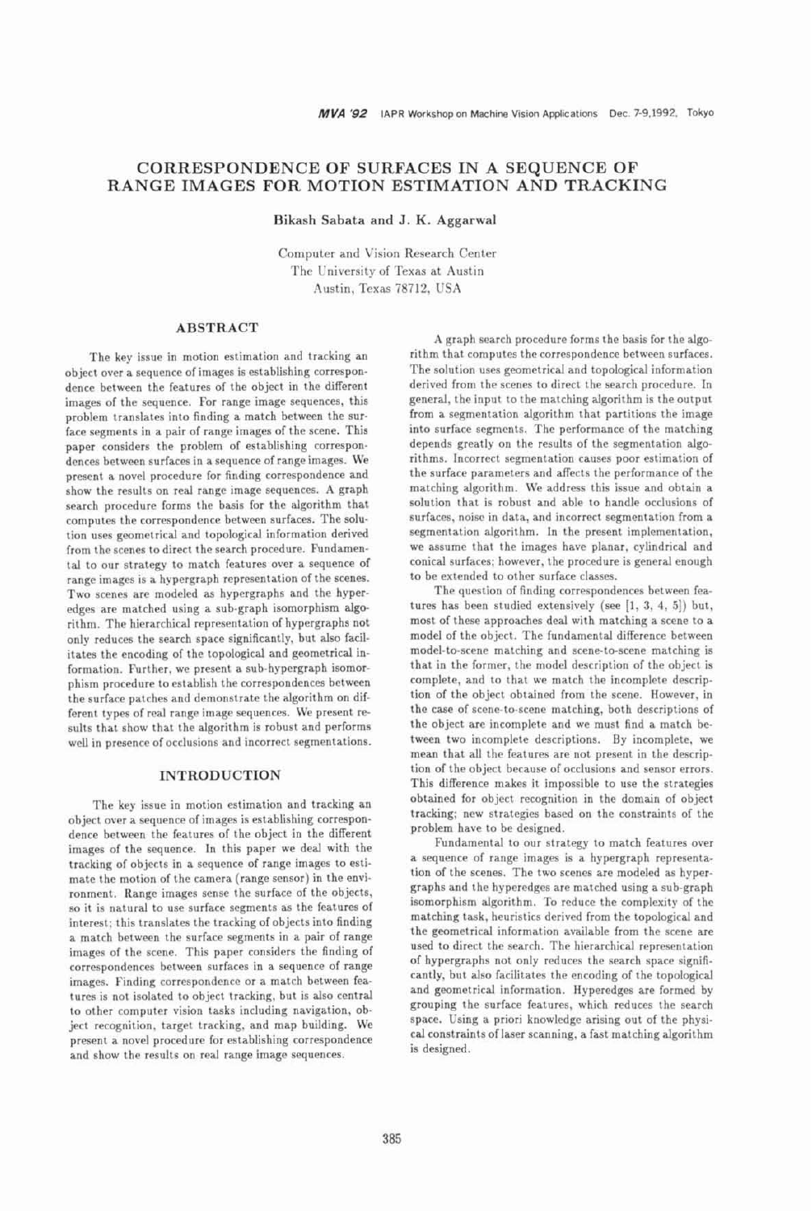# CORRESPONDENCE OF SURFACES IN A SEQUENCE OF RANGE IMAGES FOR MOTION ESTIMATION AND TRACKING

**Bikash Sabata and J. K. Aggarwal**

Computer and Vision Research Center
The University of Texas at Austin
Austin, Texas 78712, USA

## ABSTRACT

The key issue in motion estimation and tracking an object over a sequence of images is establishing correspondence between the features of the object in the different images of the sequence. For range image sequences, this problem translates into finding a match between the surface segments in a pair of range images of the scene. This paper considers the problem of establishing correspondences between surfaces in a sequence of range images. We present a novel procedure for finding correspondence and show the results on real range image sequences. A graph search procedure forms the basis for the algorithm that computes the correspondence between surfaces. The solution uses geometrical and topological information derived from the scenes to direct the search procedure. Fundamental to our strategy to match features over a sequence of range images is a hypergraph representation of the scenes. Two scenes are modeled as hypergraphs and the hyperedges are matched using a sub-graph isomorphism algorithm. The hierarchical representation of hypergraphs not only reduces the search space significantly, but also facilitates the encoding of the topological and geometrical information. Further, we present a sub-hypergraph isomorphism procedure to establish the correspondences between the surface patches and demonstrate the algorithm on different types of real range image sequences. We present results that show that the algorithm is robust and performs well in presence of occlusions and incorrect segmentations.

## INTRODUCTION

The key issue in motion estimation and tracking an object over a sequence of images is establishing correspondence between the features of the object in the different images of the sequence. In this paper we deal with the tracking of objects in a sequence of range images to estimate the motion of the camera (range sensor) in the environment. Range images sense the surface of the objects, so it is natural to use surface segments as the features of interest; this translates the tracking of objects into finding a match between the surface segments in a pair of range images of the scene. This paper considers the finding of correspondences between surfaces in a sequence of range images. Finding correspondence or a match between features is not isolated to object tracking, but is also central to other computer vision tasks including navigation, object recognition, target tracking, and map building. We present a novel procedure for establishing correspondence and show the results on real range image sequences.

A graph search procedure forms the basis for the algorithm that computes the correspondence between surfaces. The solution uses geometrical and topological information derived from the scenes to direct the search procedure. In general, the input to the matching algorithm is the output from a segmentation algorithm that partitions the image into surface segments. The performance of the matching depends greatly on the results of the segmentation algorithms. Incorrect segmentation causes poor estimation of the surface parameters and affects the performance of the matching algorithm. We address this issue and obtain a solution that is robust and able to handle occlusions of surfaces, noise in data, and incorrect segmentation from a segmentation algorithm. In the present implementation, we assume that the images have planar, cylindrical and conical surfaces; however, the procedure is general enough to be extended to other surface classes.

The question of finding correspondences between features has been studied extensively (see [1, 3, 4, 5]) but, most of these approaches deal with matching a scene to a model of the object. The fundamental difference between model-to-scene matching and scene-to-scene matching is that in the former, the model description of the object is complete, and to that we match the incomplete description of the object obtained from the scene. However, in the case of scene-to-scene matching, both descriptions of the object are incomplete and we must find a match between two incomplete descriptions. By incomplete, we mean that all the features are not present in the description of the object because of occlusions and sensor errors. This difference makes it impossible to use the strategies obtained for object recognition in the domain of object tracking; new strategies based on the constraints of the problem have to be designed.

Fundamental to our strategy to match features over a sequence of range images is a hypergraph representation of the scenes. The two scenes are modeled as hypergraphs and the hyperedges are matched using a sub-graph isomorphism algorithm. To reduce the complexity of the matching task, heuristics derived from the topological and the geometrical information available from the scene are used to direct the search. The hierarchical representation of hypergraphs not only reduces the search space significantly, but also facilitates the encoding of the topological and geometrical information. Hyperedges are formed by grouping the surface features, which reduces the search space. Using a priori knowledge arising out of the physical constraints of laser scanning, a fast matching algorithm is designed.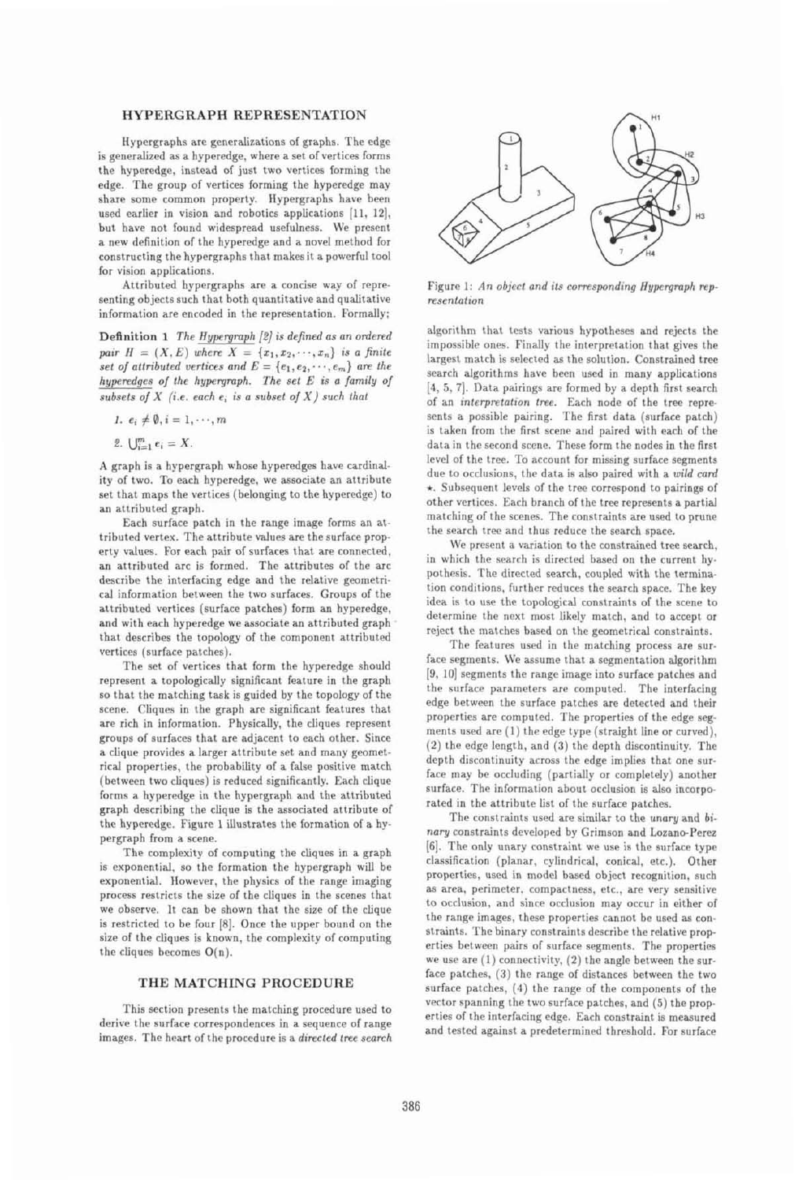## HYPERGRAPH REPRESENTATION

Hypergraphs are generalizations of graphs. The edge is generalized as a hyperedge, where a set of vertices forms the hyperedge, instead of just two vertices forming the edge. The group of vertices forming the hyperedge may share some common property. Hypergraphs have been used earlier in vision and robotics applications [11, 12], but have not found widespread usefulness. We present a new definition of the hyperedge and a novel method for constructing the hypergraphs that makes it a powerful tool for vision applications.

Attributed hypergraphs are a concise way of representing objects such that both quantitative and qualitative information are encoded in the representation. Formally;

**Definition 1** *The Hypergraph [2] is defined as an ordered pair $H = (X, E)$ where $X = \{x_1, x_2, \cdots, x_n\}$ is a finite set of attributed vertices and $E = \{e_1, e_2, \cdots, e_m\}$ are the hyperedges of the hypergraph. The set $E$ is a family of subsets of $X$ (i.e. each $e_i$ is a subset of $X$) such that*

1. $e_i \neq \emptyset, i = 1, \cdots, m$
2. $\bigcup_{i=1}^{m} e_i = X$.

A graph is a hypergraph whose hyperedges have cardinality of two. To each hyperedge, we associate an attribute set that maps the vertices (belonging to the hyperedge) to an attributed graph.

Each surface patch in the range image forms an attributed vertex. The attribute values are the surface property values. For each pair of surfaces that are connected, an attributed arc is formed. The attributes of the arc describe the interfacing edge and the relative geometrical information between the two surfaces. Groups of the attributed vertices (surface patches) form an hyperedge, and with each hyperedge we associate an attributed graph that describes the topology of the component attributed vertices (surface patches).

The set of vertices that form the hyperedge should represent a topologically significant feature in the graph so that the matching task is guided by the topology of the scene. Cliques in the graph are significant features that are rich in information. Physically, the cliques represent groups of surfaces that are adjacent to each other. Since a clique provides a larger attribute set and many geometrical properties, the probability of a false positive match (between two cliques) is reduced significantly. Each clique forms a hyperedge in the hypergraph and the attributed graph describing the clique is the associated attribute of the hyperedge. Figure 1 illustrates the formation of a hypergraph from a scene.

The complexity of computing the cliques in a graph is exponential, so the formation the hypergraph will be exponential. However, the physics of the range imaging process restricts the size of the cliques in the scenes that we observe. It can be shown that the size of the clique is restricted to be four [8]. Once the upper bound on the size of the cliques is known, the complexity of computing the cliques becomes O(n).

Figure 1: *An object and its corresponding Hypergraph representation*

## THE MATCHING PROCEDURE

This section presents the matching procedure used to derive the surface correspondences in a sequence of range images. The heart of the procedure is a *directed tree search* algorithm that tests various hypotheses and rejects the impossible ones. Finally the interpretation that gives the largest match is selected as the solution. Constrained tree search algorithms have been used in many applications [4, 5, 7]. Data pairings are formed by a depth first search of an *interpretation tree*. Each node of the tree represents a possible pairing. The first data (surface patch) is taken from the first scene and paired with each of the data in the second scene. These form the nodes in the first level of the tree. To account for missing surface segments due to occlusions, the data is also paired with a *wild card* $\star$. Subsequent levels of the tree correspond to pairings of other vertices. Each branch of the tree represents a partial matching of the scenes. The constraints are used to prune the search tree and thus reduce the search space.

We present a variation to the constrained tree search, in which the search is directed based on the current hypothesis. The directed search, coupled with the termination conditions, further reduces the search space. The key idea is to use the topological constraints of the scene to determine the next most likely match, and to accept or reject the matches based on the geometrical constraints.

The features used in the matching process are surface segments. We assume that a segmentation algorithm [9, 10] segments the range image into surface patches and the surface parameters are computed. The interfacing edge between the surface patches are detected and their properties are computed. The properties of the edge segments used are (1) the edge type (straight line or curved), (2) the edge length, and (3) the depth discontinuity. The depth discontinuity across the edge implies that one surface may be occluding (partially or completely) another surface. The information about occlusion is also incorporated in the attribute list of the surface patches.

The constraints used are similar to the *unary* and *binary* constraints developed by Grimson and Lozano-Perez [6]. The only unary constraint we use is the surface type classification (planar, cylindrical, conical, etc.). Other properties, used in model based object recognition, such as area, perimeter, compactness, etc., are very sensitive to occlusion, and since occlusion may occur in either of the range images, these properties cannot be used as constraints. The binary constraints describe the relative properties between pairs of surface segments. The properties we use are (1) connectivity, (2) the angle between the surface patches, (3) the range of distances between the two surface patches, (4) the range of the components of the vector spanning the two surface patches, and (5) the properties of the interfacing edge. Each constraint is measured and tested against a predetermined threshold. For surface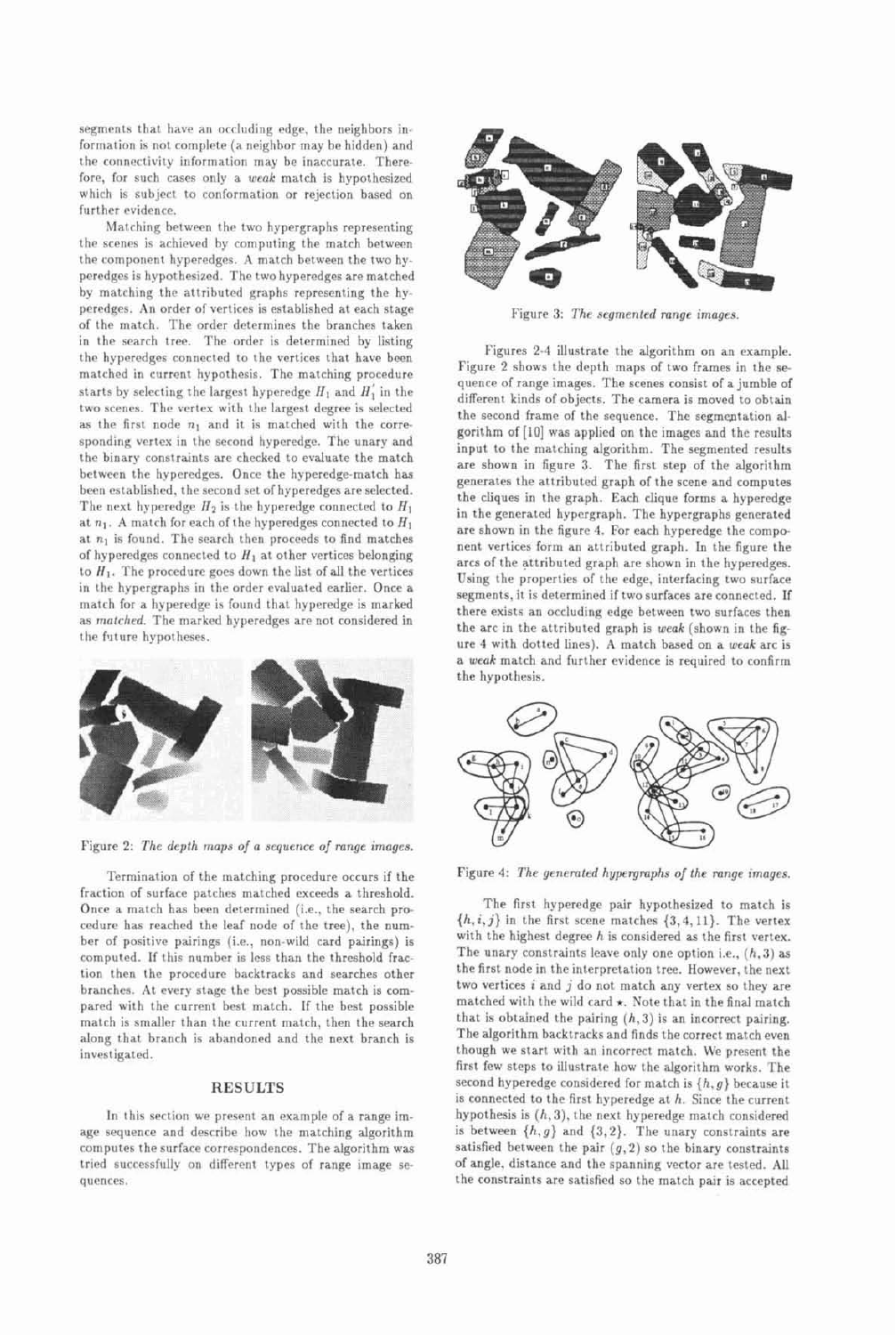segments that have an occluding edge, the neighbors information is not complete (a neighbor may be hidden) and the connectivity information may be inaccurate. Therefore, for such cases only a *weak* match is hypothesized which is subject to conformation or rejection based on further evidence.

Matching between the two hypergraphs representing the scenes is achieved by computing the match between the component hyperedges. A match between the two hyperedges is hypothesized. The two hyperedges are matched by matching the attributed graphs representing the hyperedges. An order of vertices is established at each stage of the match. The order determines the branches taken in the search tree. The order is determined by listing the hyperedges connected to the vertices that have been matched in current hypothesis. The matching procedure starts by selecting the largest hyperedge $H_1$ and $H_1'$ in the two scenes. The vertex with the largest degree is selected as the first node $n_1$ and it is matched with the corresponding vertex in the second hyperedge. The unary and the binary constraints are checked to evaluate the match between the hyperedges. Once the hyperedge-match has been established, the second set of hyperedges are selected. The next hyperedge $H_2$ is the hyperedge connected to $H_1$ at $n_1$. A match for each of the hyperedges connected to $H_1$ at $n_1$ is found. The search then proceeds to find matches of hyperedges connected to $H_1$ at other vertices belonging to $H_1$. The procedure goes down the list of all the vertices in the hypergraphs in the order evaluated earlier. Once a match for a hyperedge is found that hyperedge is marked as *matched*. The marked hyperedges are not considered in the future hypotheses.

Figure 2: *The depth maps of a sequence of range images.*

Termination of the matching procedure occurs if the fraction of surface patches matched exceeds a threshold. Once a match has been determined (i.e., the search procedure has reached the leaf node of the tree), the number of positive pairings (i.e., non-wild card pairings) is computed. If this number is less than the threshold fraction then the procedure backtracks and searches other branches. At every stage the best possible match is compared with the current best match. If the best possible match is smaller than the current match, then the search along that branch is abandoned and the next branch is investigated.

## RESULTS

In this section we present an example of a range image sequence and describe how the matching algorithm computes the surface correspondences. The algorithm was tried successfully on different types of range image sequences.

Figure 3: *The segmented range images.*

Figures 2-4 illustrate the algorithm on an example. Figure 2 shows the depth maps of two frames in the sequence of range images. The scenes consist of a jumble of different kinds of objects. The camera is moved to obtain the second frame of the sequence. The segmentation algorithm of [10] was applied on the images and the results input to the matching algorithm. The segmented results are shown in figure 3. The first step of the algorithm generates the attributed graph of the scene and computes the cliques in the graph. Each clique forms a hyperedge in the generated hypergraph. The hypergraphs generated are shown in the figure 4. For each hyperedge the component vertices form an attributed graph. In the figure the arcs of the attributed graph are shown in the hyperedges. Using the properties of the edge, interfacing two surface segments, it is determined if two surfaces are connected. If there exists an occluding edge between two surfaces then the arc in the attributed graph is *weak* (shown in the figure 4 with dotted lines). A match based on a *weak* arc is a *weak* match and further evidence is required to confirm the hypothesis.

Figure 4: *The generated hypergraphs of the range images.*

The first hyperedge pair hypothesized to match is $\{h, i, j\}$ in the first scene matches $\{3, 4, 11\}$. The vertex with the highest degree $h$ is considered as the first vertex. The unary constraints leave only one option i.e., $(h, 3)$ as the first node in the interpretation tree. However, the next two vertices $i$ and $j$ do not match any vertex so they are matched with the wild card $\star$. Note that in the final match that is obtained the pairing $(h, 3)$ is an incorrect pairing. The algorithm backtracks and finds the correct match even though we start with an incorrect match. We present the first few steps to illustrate how the algorithm works. The second hyperedge considered for match is $\{h, g\}$ because it is connected to the first hyperedge at $h$. Since the current hypothesis is $(h, 3)$, the next hyperedge match considered is between $\{h, g\}$ and $\{3, 2\}$. The unary constraints are satisfied between the pair $(g, 2)$ so the binary constraints of angle, distance and the spanning vector are tested. All the constraints are satisfied so the match pair is accepted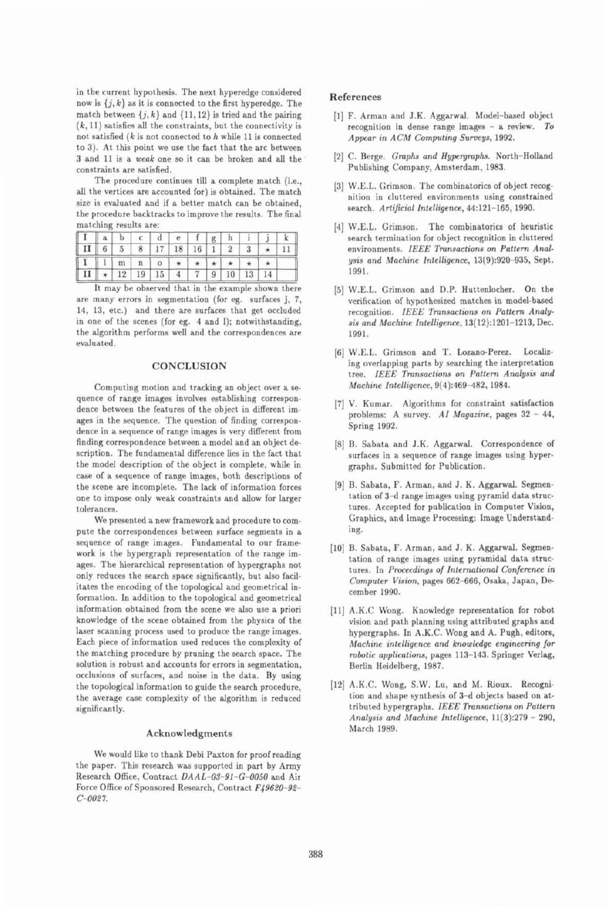in the current hypothesis. The next hyperedge considered now is $\{j, k\}$ as it is connected to the first hyperedge. The match between $\{j, k\}$ and $\{11, 12\}$ is tried and the pairing $(k, 11)$ satisfies all the constraints, but the connectivity is not satisfied ($k$ is not connected to $h$ while 11 is connected to 3). At this point we use the fact that the arc between 3 and 11 is a *weak* one so it can be broken and all the constraints are satisfied.

The procedure continues till a complete match (i.e., all the vertices are accounted for) is obtained. The match size is evaluated and if a better match can be obtained, the procedure backtracks to improve the results. The final matching results are:

| I | a | b | c | d | e | f | g | h | i | j | k |
|---|---|---|---|---|---|---|---|---|---|---|---|
| II | 6 | 5 | 8 | 17 | 18 | 16 | 1 | 2 | 3 | ⋆ | 11 |
| I | l | m | n | o | ⋆ | ⋆ | ⋆ | ⋆ | ⋆ | ⋆ | |
| II | ⋆ | 12 | 19 | 15 | 4 | 7 | 9 | 10 | 13 | 14 | |

It may be observed that in the example shown there are many errors in segmentation (for eg. surfaces j, 7, 14, 13, etc.) and there are surfaces that get occluded in one of the scenes (for eg. 4 and l); notwithstanding, the algorithm performs well and the correspondences are evaluated.

## CONCLUSION

Computing motion and tracking an object over a sequence of range images involves establishing correspondence between the features of the object in different images in the sequence. The question of finding correspondence in a sequence of range images is very different from finding correspondence between a model and an object description. The fundamental difference lies in the fact that the model description of the object is complete, while in case of a sequence of range images, both descriptions of the scene are incomplete. The lack of information forces one to impose only weak constraints and allow for larger tolerances.

We presented a new framework and procedure to compute the correspondences between surface segments in a sequence of range images. Fundamental to our framework is the hypergraph representation of the range images. The hierarchical representation of hypergraphs not only reduces the search space significantly, but also facilitates the encoding of the topological and geometrical information. In addition to the topological and geometrical information obtained from the scene we also use a priori knowledge of the scene obtained from the physics of the laser scanning process used to produce the range images. Each piece of information used reduces the complexity of the matching procedure by pruning the search space. The solution is robust and accounts for errors in segmentation, occlusions of surfaces, and noise in the data. By using the topological information to guide the search procedure, the average case complexity of the algorithm is reduced significantly.

### Acknowledgments

We would like to thank Debi Paxton for proof reading the paper. This research was supported in part by Army Research Office, Contract *DAAL-03-91-G-0050* and Air Force Office of Sponsored Research, Contract *F49620-92-C-0027*.

## References

[1] F. Arman and J.K. Aggarwal. Model-based object recognition in dense range images – a review. *To Appear in ACM Computing Surveys*, 1992.

[2] C. Berge. *Graphs and Hypergraphs*. North-Holland Publishing Company, Amsterdam, 1983.

[3] W.E.L. Grimson. The combinatorics of object recognition in cluttered environments using constrained search. *Artificial Intelligence*, 44:121–165, 1990.

[4] W.E.L. Grimson. The combinatorics of heuristic search termination for object recognition in cluttered environments. *IEEE Transactions on Pattern Analysis and Machine Intelligence*, 13(9):920–935, Sept. 1991.

[5] W.E.L. Grimson and D.P. Huttenlocher. On the verification of hypothesized matches in model-based recognition. *IEEE Transactions on Pattern Analysis and Machine Intelligence*, 13(12):1201–1213, Dec. 1991.

[6] W.E.L. Grimson and T. Lozano-Perez. Localizing overlapping parts by searching the interpretation tree. *IEEE Transactions on Pattern Analysis and Machine Intelligence*, 9(4):469–482, 1984.

[7] V. Kumar. Algorithms for constraint satisfaction problems: A survey. *AI Magazine*, pages 32 – 44, Spring 1992.

[8] B. Sabata and J.K. Aggarwal. Correspondence of surfaces in a sequence of range images using hypergraphs. Submitted for Publication.

[9] B. Sabata, F. Arman, and J. K. Aggarwal. Segmentation of 3-d range images using pyramid data structures. Accepted for publication in Computer Vision, Graphics, and Image Processing: Image Understanding.

[10] B. Sabata, F. Arman, and J. K. Aggarwal. Segmentation of range images using pyramidal data structures. In *Proceedings of International Conference in Computer Vision*, pages 662–666, Osaka, Japan, December 1990.

[11] A.K.C Wong. Knowledge representation for robot vision and path planning using attributed graphs and hypergraphs. In A.K.C. Wong and A. Pugh, editors, *Machine intelligence and knowledge engineering for robotic applications*, pages 113–143. Springer Verlag, Berlin Heidelberg, 1987.

[12] A.K.C. Wong, S.W. Lu, and M. Rioux. Recognition and shape synthesis of 3-d objects based on attributed hypergraphs. *IEEE Transactions on Pattern Analysis and Machine Intelligence*, 11(3):279 – 290, March 1989.